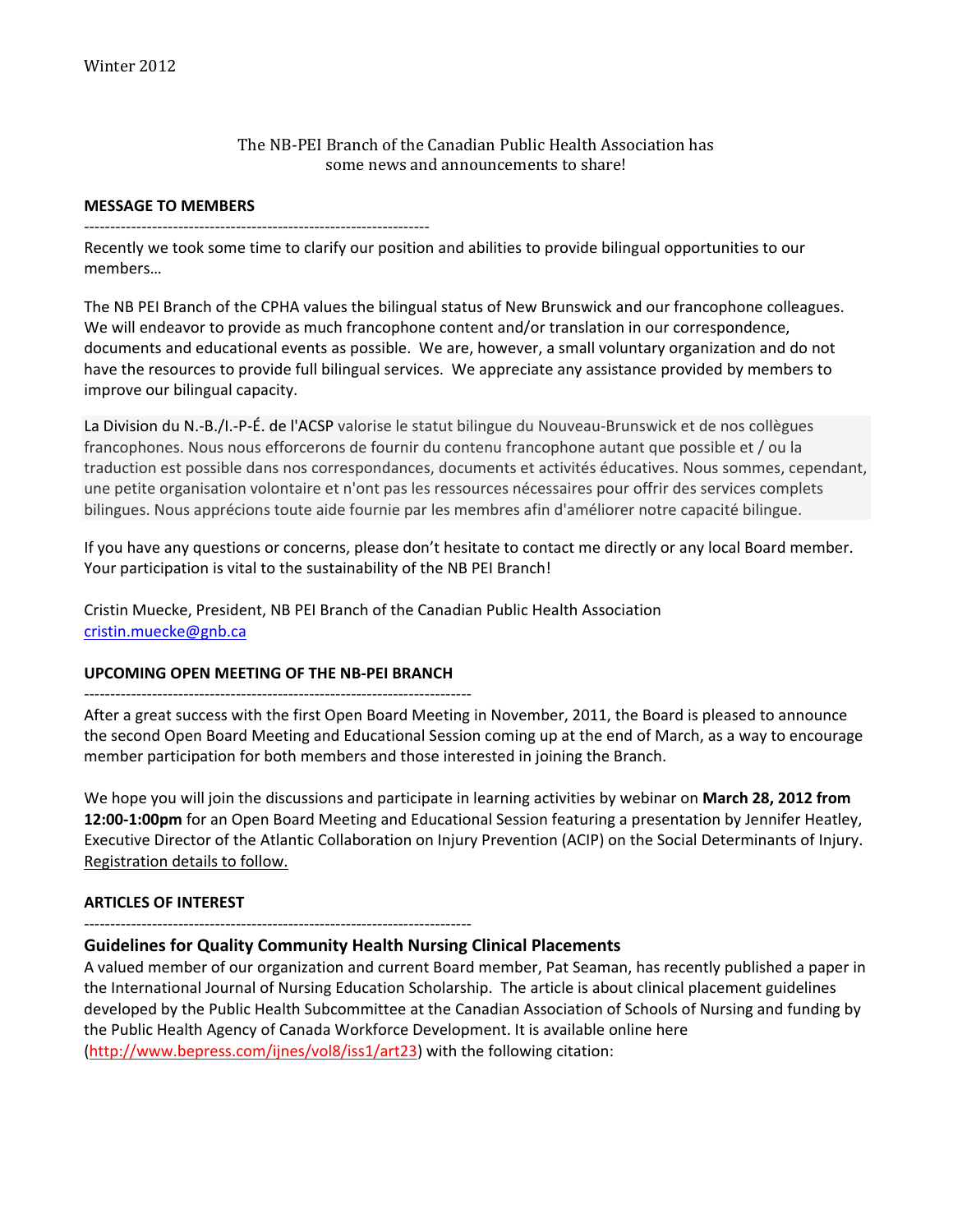Winter 2012

The NB-PEI Branch of the Canadian Public Health Association has some news and announcements to share!

**MESSAGE TO MEMBERS**

-----------------------------------------------------------------

Recently we took some time to clarify our position and abilities to provide bilingual opportunities to our members…

The NB PEI Branch of the CPHA values the bilingual status of New Brunswick and our francophone colleagues. We will endeavor to provide as much francophone content and/or translation in our correspondence, documents and educational events as possible. We are, however, a small voluntary organization and do not have the resources to provide full bilingual services. We appreciate any assistance provided by members to improve our bilingual capacity.

La Division du N.-B./I.-P-É. de l'ACSP valorise le statut bilingue du Nouveau-Brunswick et de nos collègues francophones. Nous nous efforcerons de fournir du contenu francophone autant que possible et / ou la traduction est possible dans nos correspondances, documents et activités éducatives. Nous sommes, cependant, une petite organisation volontaire et n'ont pas les ressources nécessaires pour offrir des services complets bilingues. Nous apprécions toute aide fournie par les membres afin d'améliorer notre capacité bilingue.

If you have any questions or concerns, please don't hesitate to contact me directly or any local Board member. Your participation is vital to the sustainability of the NB PEI Branch!

Cristin Muecke, President, NB PEI Branch of the Canadian Public Health Association
cristin.muecke@gnb.ca

**UPCOMING OPEN MEETING OF THE NB-PEI BRANCH**

-------------------------------------------------------------------------

After a great success with the first Open Board Meeting in November, 2011, the Board is pleased to announce the second Open Board Meeting and Educational Session coming up at the end of March, as a way to encourage member participation for both members and those interested in joining the Branch.

We hope you will join the discussions and participate in learning activities by webinar on **March 28, 2012 from 12:00-1:00pm** for an Open Board Meeting and Educational Session featuring a presentation by Jennifer Heatley, Executive Director of the Atlantic Collaboration on Injury Prevention (ACIP) on the Social Determinants of Injury. Registration details to follow.

**ARTICLES OF INTEREST**

-------------------------------------------------------------------------

### Guidelines for Quality Community Health Nursing Clinical Placements

A valued member of our organization and current Board member, Pat Seaman, has recently published a paper in the International Journal of Nursing Education Scholarship. The article is about clinical placement guidelines developed by the Public Health Subcommittee at the Canadian Association of Schools of Nursing and funding by the Public Health Agency of Canada Workforce Development. It is available online here (http://www.bepress.com/ijnes/vol8/iss1/art23) with the following citation: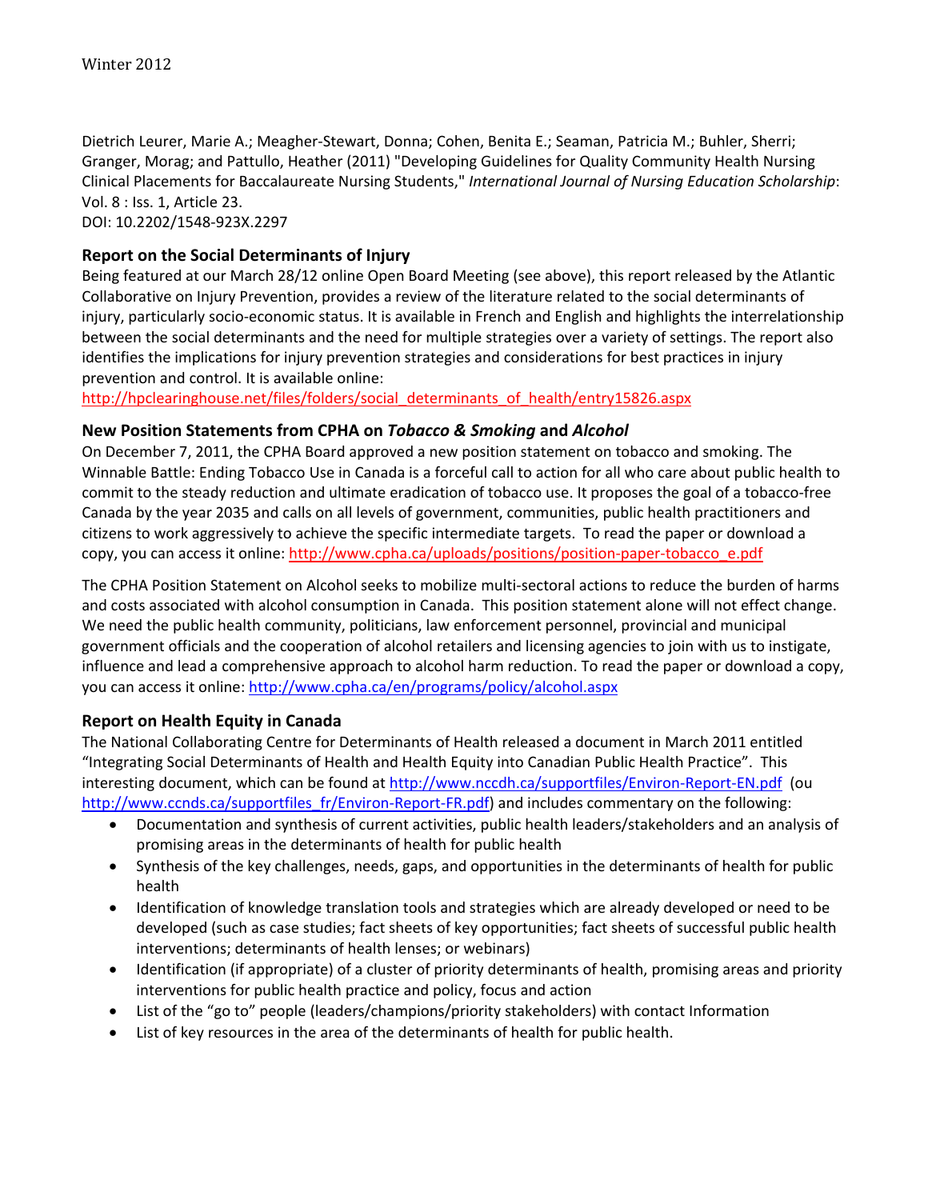Dietrich Leurer, Marie A.; Meagher-Stewart, Donna; Cohen, Benita E.; Seaman, Patricia M.; Buhler, Sherri; Granger, Morag; and Pattullo, Heather (2011) "Developing Guidelines for Quality Community Health Nursing Clinical Placements for Baccalaureate Nursing Students," *International Journal of Nursing Education Scholarship*: Vol. 8 : Iss. 1, Article 23.
DOI: 10.2202/1548-923X.2297

### Report on the Social Determinants of Injury

Being featured at our March 28/12 online Open Board Meeting (see above), this report released by the Atlantic Collaborative on Injury Prevention, provides a review of the literature related to the social determinants of injury, particularly socio-economic status. It is available in French and English and highlights the interrelationship between the social determinants and the need for multiple strategies over a variety of settings. The report also identifies the implications for injury prevention strategies and considerations for best practices in injury prevention and control. It is available online:
http://hpclearinghouse.net/files/folders/social_determinants_of_health/entry15826.aspx

### New Position Statements from CPHA on *Tobacco & Smoking* and *Alcohol*

On December 7, 2011, the CPHA Board approved a new position statement on tobacco and smoking. The Winnable Battle: Ending Tobacco Use in Canada is a forceful call to action for all who care about public health to commit to the steady reduction and ultimate eradication of tobacco use. It proposes the goal of a tobacco-free Canada by the year 2035 and calls on all levels of government, communities, public health practitioners and citizens to work aggressively to achieve the specific intermediate targets. To read the paper or download a copy, you can access it online: http://www.cpha.ca/uploads/positions/position-paper-tobacco_e.pdf

The CPHA Position Statement on Alcohol seeks to mobilize multi-sectoral actions to reduce the burden of harms and costs associated with alcohol consumption in Canada. This position statement alone will not effect change. We need the public health community, politicians, law enforcement personnel, provincial and municipal government officials and the cooperation of alcohol retailers and licensing agencies to join with us to instigate, influence and lead a comprehensive approach to alcohol harm reduction. To read the paper or download a copy, you can access it online: http://www.cpha.ca/en/programs/policy/alcohol.aspx

### Report on Health Equity in Canada

The National Collaborating Centre for Determinants of Health released a document in March 2011 entitled "Integrating Social Determinants of Health and Health Equity into Canadian Public Health Practice". This interesting document, which can be found at http://www.nccdh.ca/supportfiles/Environ-Report-EN.pdf (ou http://www.ccnds.ca/supportfiles_fr/Environ-Report-FR.pdf) and includes commentary on the following:

- Documentation and synthesis of current activities, public health leaders/stakeholders and an analysis of promising areas in the determinants of health for public health
- Synthesis of the key challenges, needs, gaps, and opportunities in the determinants of health for public health
- Identification of knowledge translation tools and strategies which are already developed or need to be developed (such as case studies; fact sheets of key opportunities; fact sheets of successful public health interventions; determinants of health lenses; or webinars)
- Identification (if appropriate) of a cluster of priority determinants of health, promising areas and priority interventions for public health practice and policy, focus and action
- List of the "go to" people (leaders/champions/priority stakeholders) with contact Information
- List of key resources in the area of the determinants of health for public health.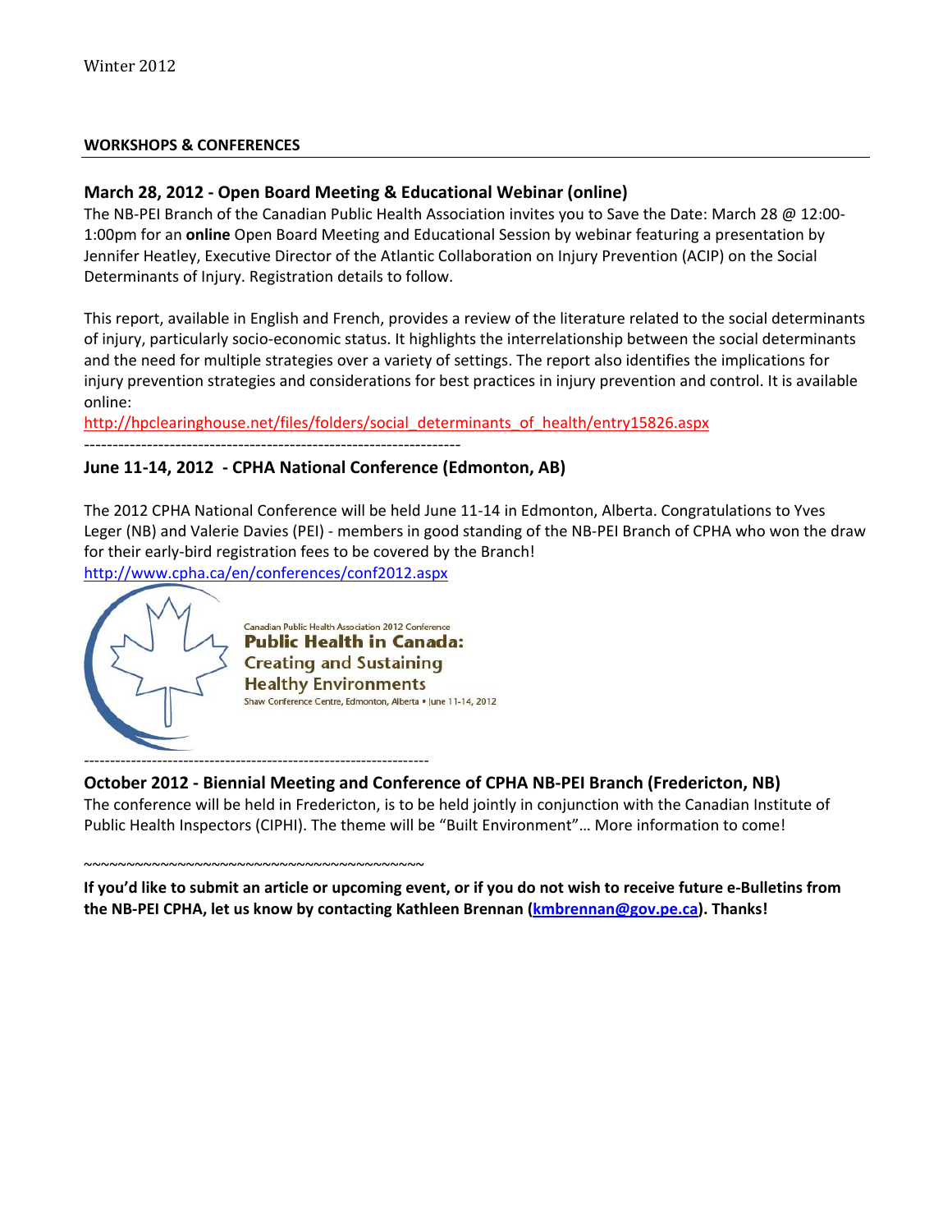Winter 2012

**WORKSHOPS & CONFERENCES**

## March 28, 2012 - Open Board Meeting & Educational Webinar (online)

The NB-PEI Branch of the Canadian Public Health Association invites you to Save the Date: March 28 @ 12:00-1:00pm for an **online** Open Board Meeting and Educational Session by webinar featuring a presentation by Jennifer Heatley, Executive Director of the Atlantic Collaboration on Injury Prevention (ACIP) on the Social Determinants of Injury. Registration details to follow.

This report, available in English and French, provides a review of the literature related to the social determinants of injury, particularly socio-economic status. It highlights the interrelationship between the social determinants and the need for multiple strategies over a variety of settings. The report also identifies the implications for injury prevention strategies and considerations for best practices in injury prevention and control. It is available online:
http://hpclearinghouse.net/files/folders/social_determinants_of_health/entry15826.aspx

-------------------------------------------------------------------

## June 11-14, 2012 - CPHA National Conference (Edmonton, AB)

The 2012 CPHA National Conference will be held June 11-14 in Edmonton, Alberta. Congratulations to Yves Leger (NB) and Valerie Davies (PEI) - members in good standing of the NB-PEI Branch of CPHA who won the draw for their early-bird registration fees to be covered by the Branch!
http://www.cpha.ca/en/conferences/conf2012.aspx

Canadian Public Health Association 2012 Conference
**Public Health in Canada: Creating and Sustaining Healthy Environments**
Shaw Conference Centre, Edmonton, Alberta • June 11-14, 2012

-------------------------------------------------------------------

## October 2012 - Biennial Meeting and Conference of CPHA NB-PEI Branch (Fredericton, NB)

The conference will be held in Fredericton, is to be held jointly in conjunction with the Canadian Institute of Public Health Inspectors (CIPHI). The theme will be "Built Environment"… More information to come!

~~~~~~~~~~~~~~~~~~~~~~~~~~~~~~~~~~~~~~~~~~~~

**If you'd like to submit an article or upcoming event, or if you do not wish to receive future e-Bulletins from the NB-PEI CPHA, let us know by contacting Kathleen Brennan (kmbrennan@gov.pe.ca). Thanks!**